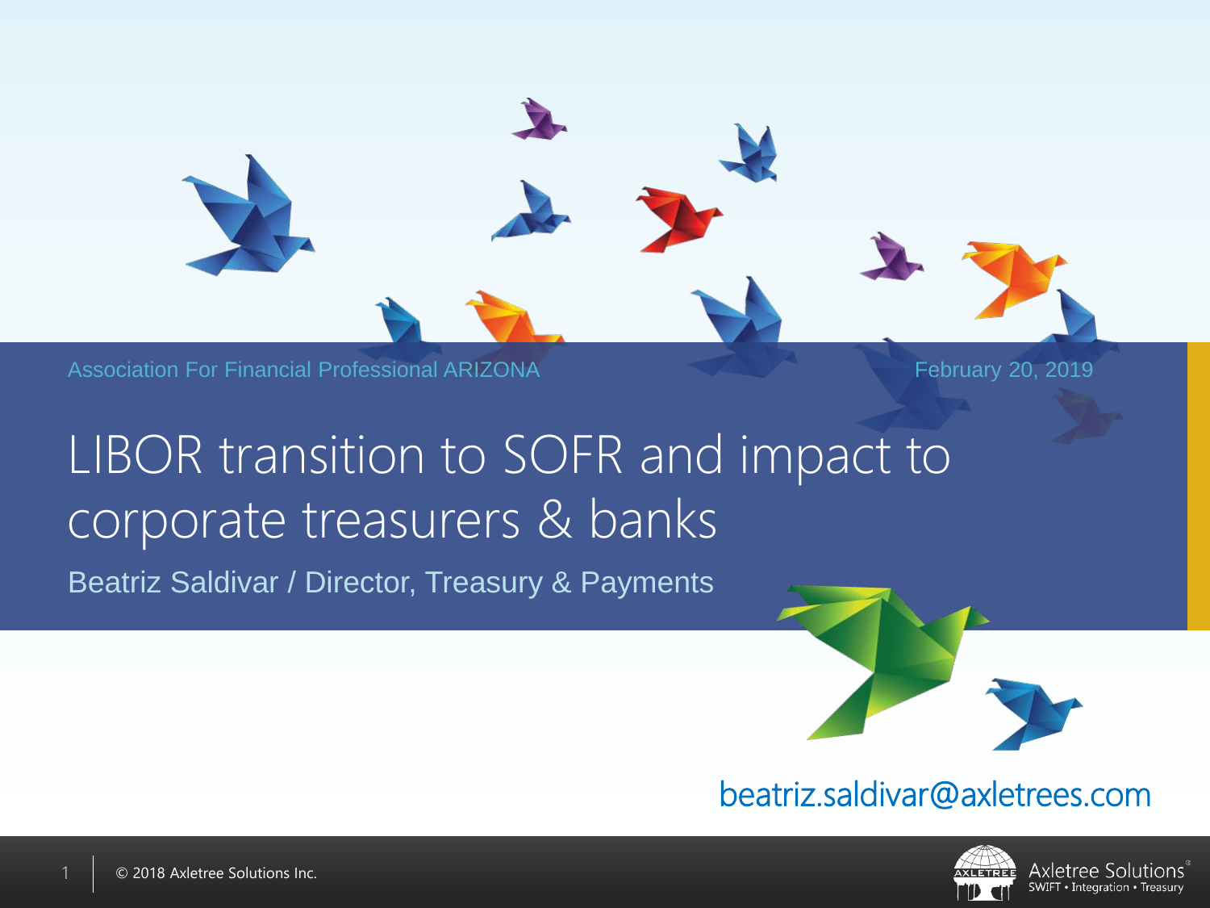Association For Financial Professional ARIZONA

February 20, 2019

# LIBOR transition to SOFR and impact to corporate treasurers & banks

Beatriz Saldivar / Director, Treasury & Payments

beatriz.saldivar@axletrees.com

© 2018 Axletree Solutions Inc.

Axletree Solutions
SWIFT • Integration • Treasury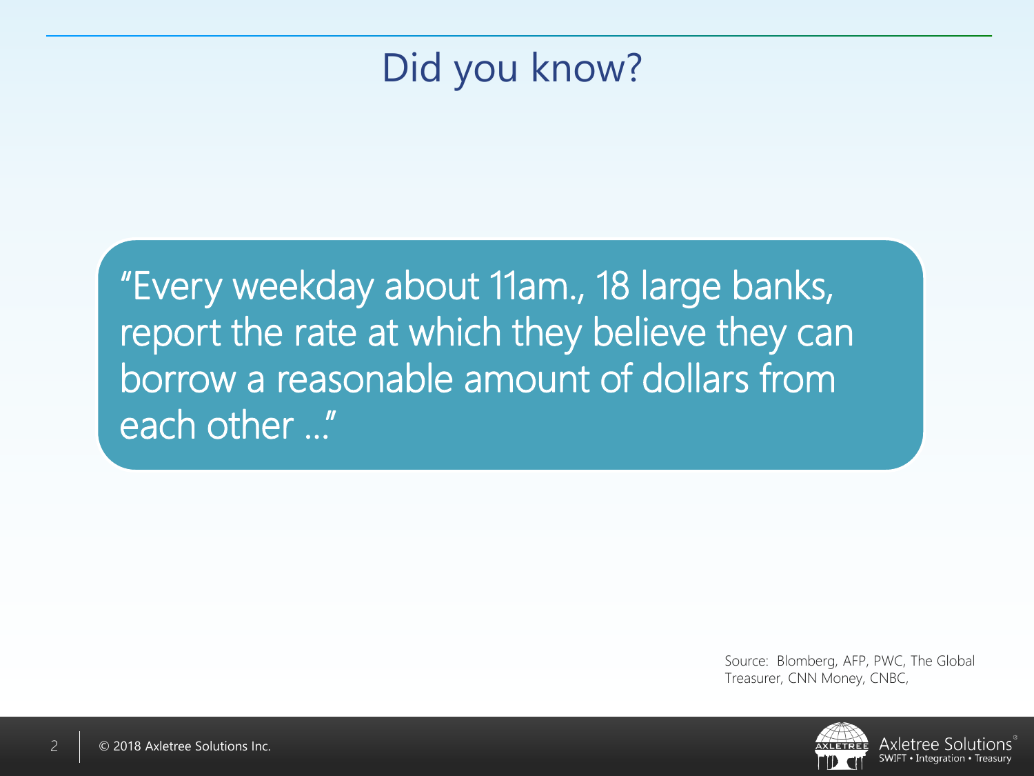# Did you know?

"Every weekday about 11am., 18 large banks, report the rate at which they believe they can borrow a reasonable amount of dollars from each other …"

Source: Blomberg, AFP, PWC, The Global Treasurer, CNN Money, CNBC,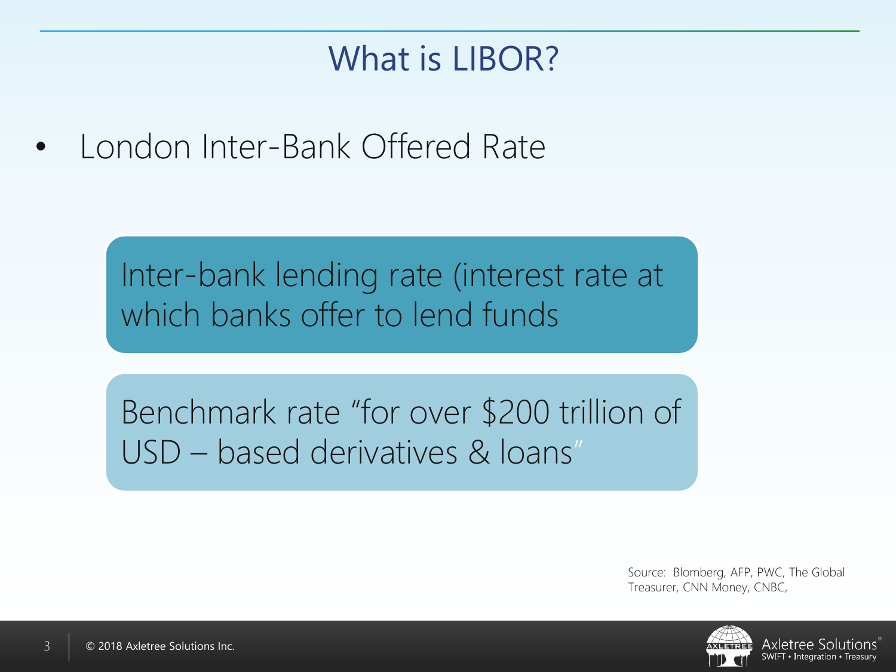# What is LIBOR?

- London Inter-Bank Offered Rate

Inter-bank lending rate (interest rate at which banks offer to lend funds

Benchmark rate "for over $200 trillion of USD – based derivatives & loans"

Source: Blomberg, AFP, PWC, The Global Treasurer, CNN Money, CNBC,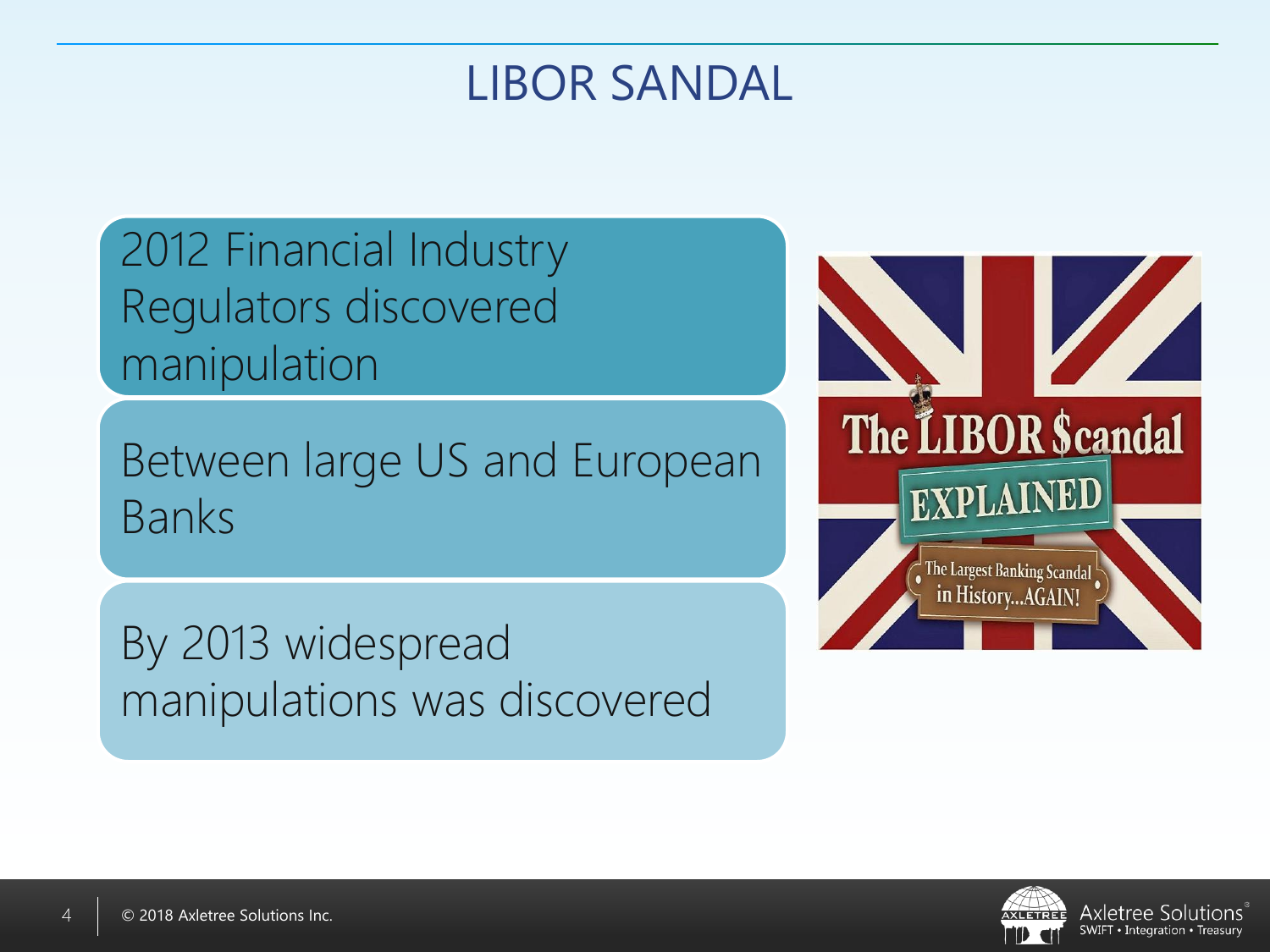# LIBOR SANDAL

2012 Financial Industry Regulators discovered manipulation

Between large US and European Banks

By 2013 widespread manipulations was discovered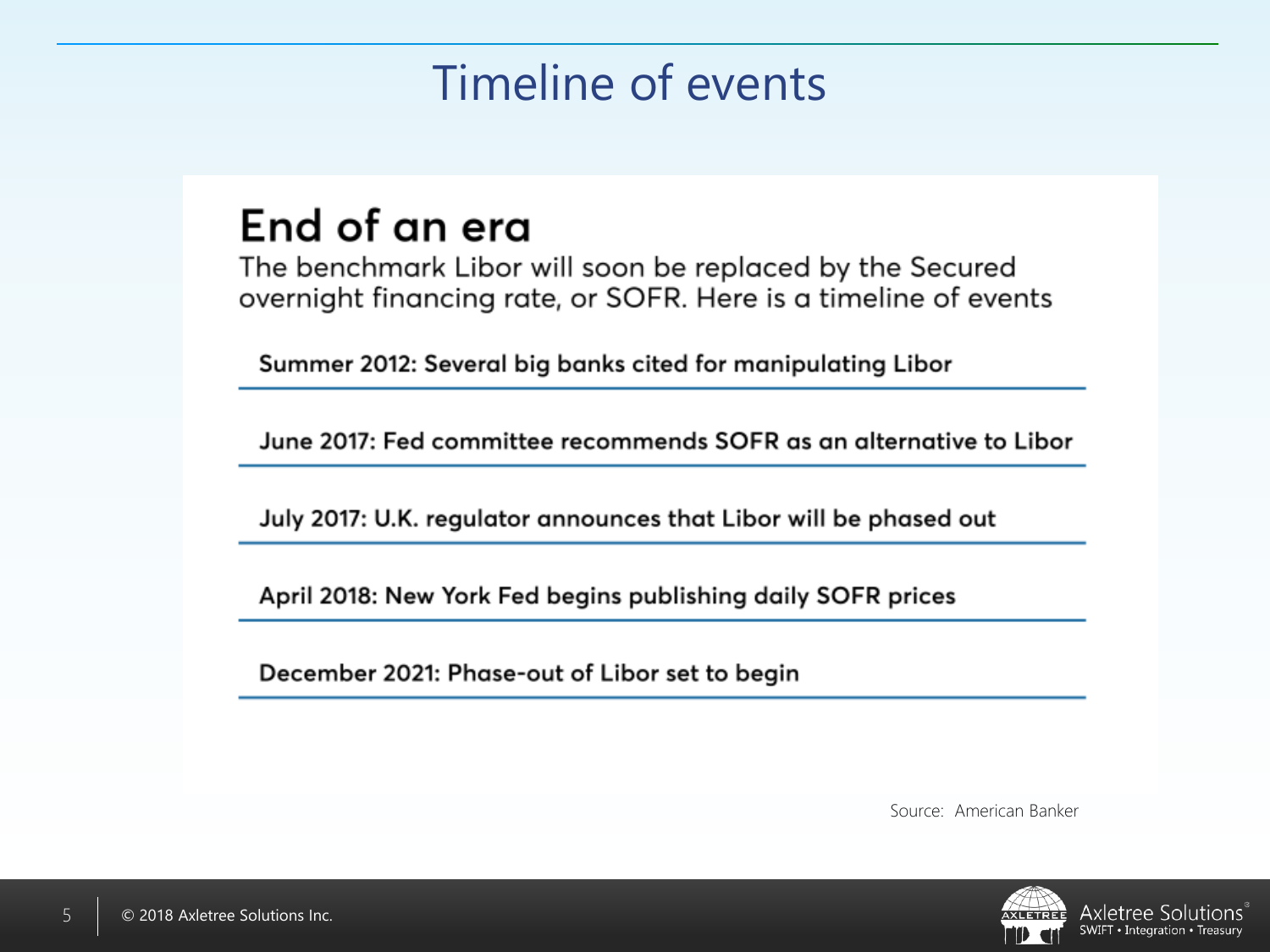# Timeline of events

## End of an era

The benchmark Libor will soon be replaced by the Secured overnight financing rate, or SOFR. Here is a timeline of events

**Summer 2012: Several big banks cited for manipulating Libor**

**June 2017: Fed committee recommends SOFR as an alternative to Libor**

**July 2017: U.K. regulator announces that Libor will be phased out**

**April 2018: New York Fed begins publishing daily SOFR prices**

**December 2021: Phase-out of Libor set to begin**

Source: American Banker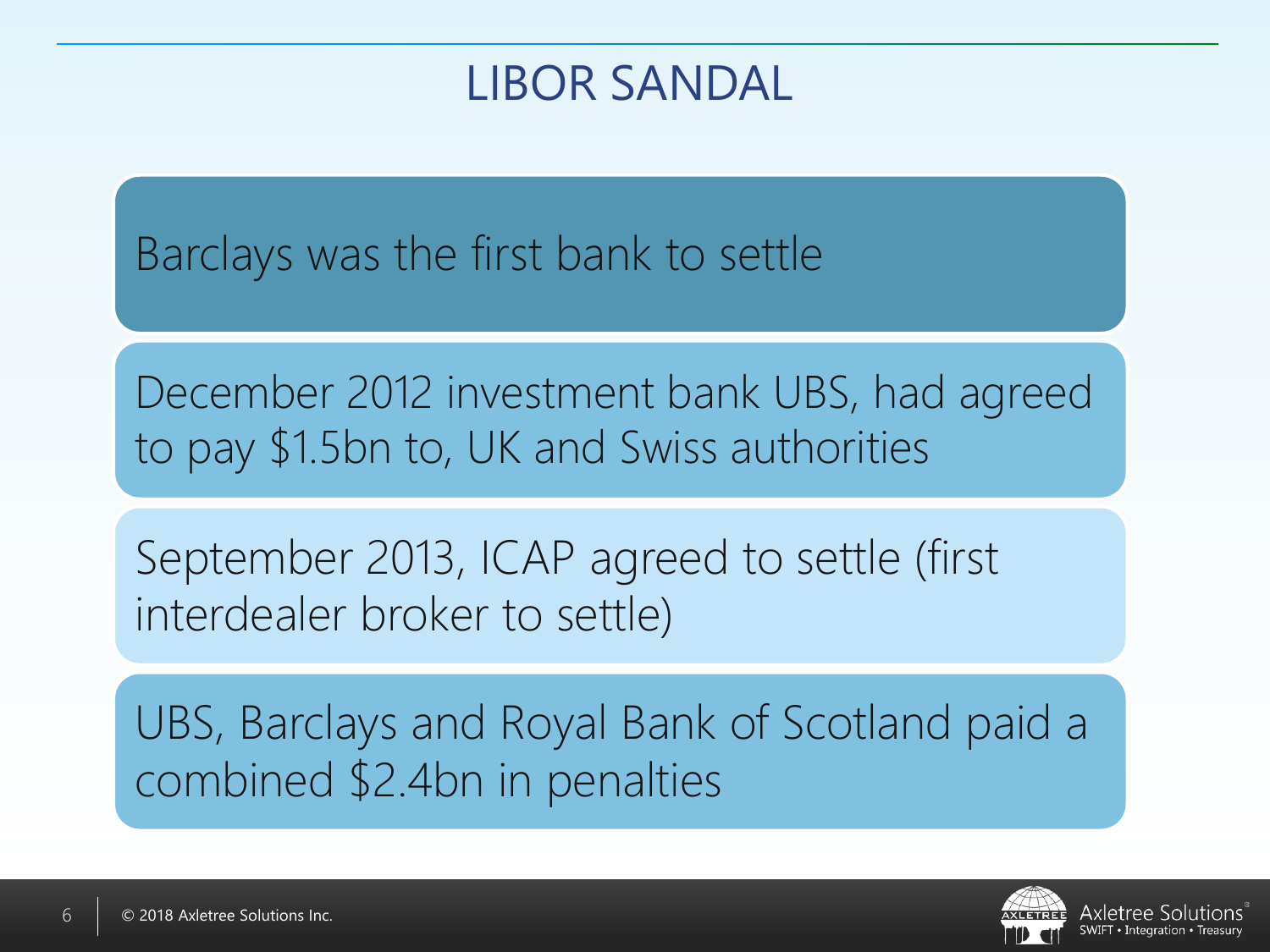# LIBOR SANDAL

Barclays was the first bank to settle

December 2012 investment bank UBS, had agreed to pay $1.5bn to, UK and Swiss authorities

September 2013, ICAP agreed to settle (first interdealer broker to settle)

UBS, Barclays and Royal Bank of Scotland paid a combined $2.4bn in penalties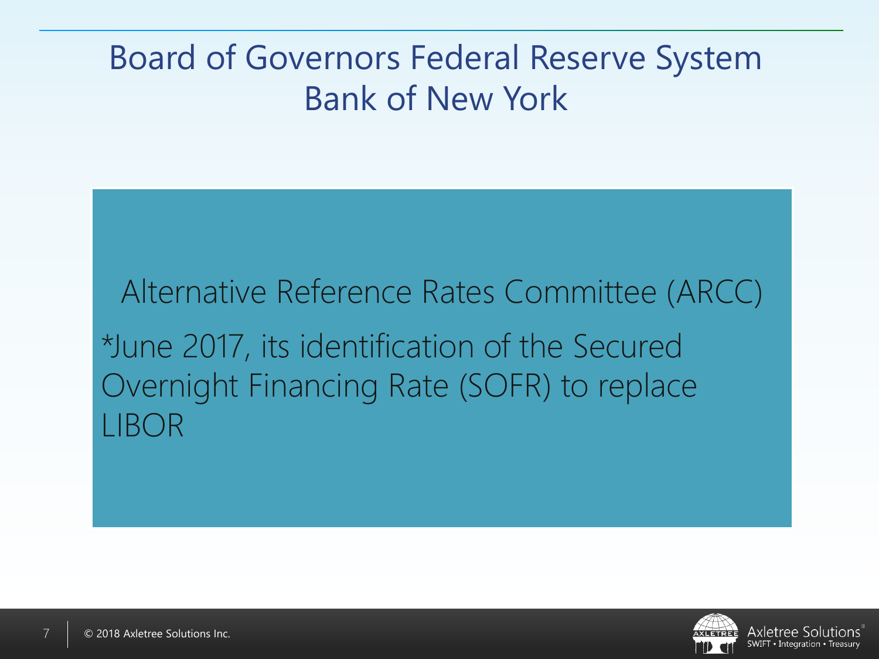# Board of Governors Federal Reserve System
# Bank of New York

Alternative Reference Rates Committee (ARCC)

*June 2017, its identification of the Secured Overnight Financing Rate (SOFR) to replace LIBOR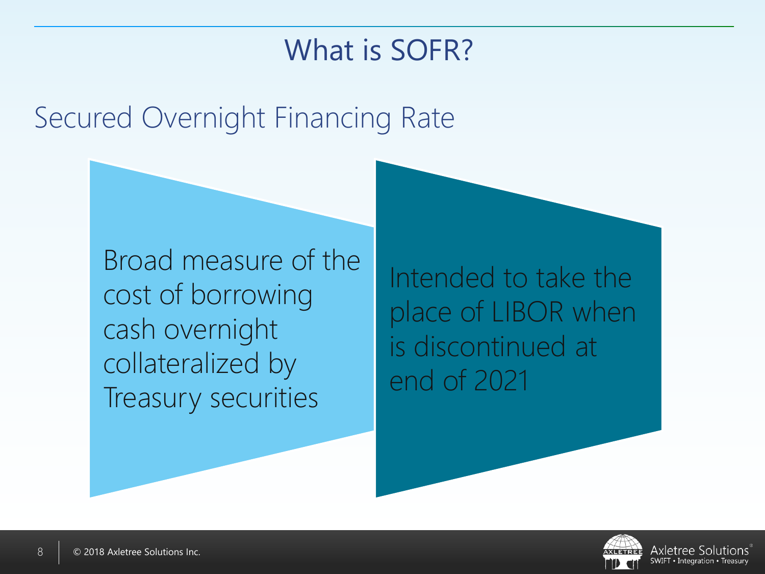# What is SOFR?

## Secured Overnight Financing Rate

- Broad measure of the cost of borrowing cash overnight collateralized by Treasury securities
- Intended to take the place of LIBOR when is discontinued at end of 2021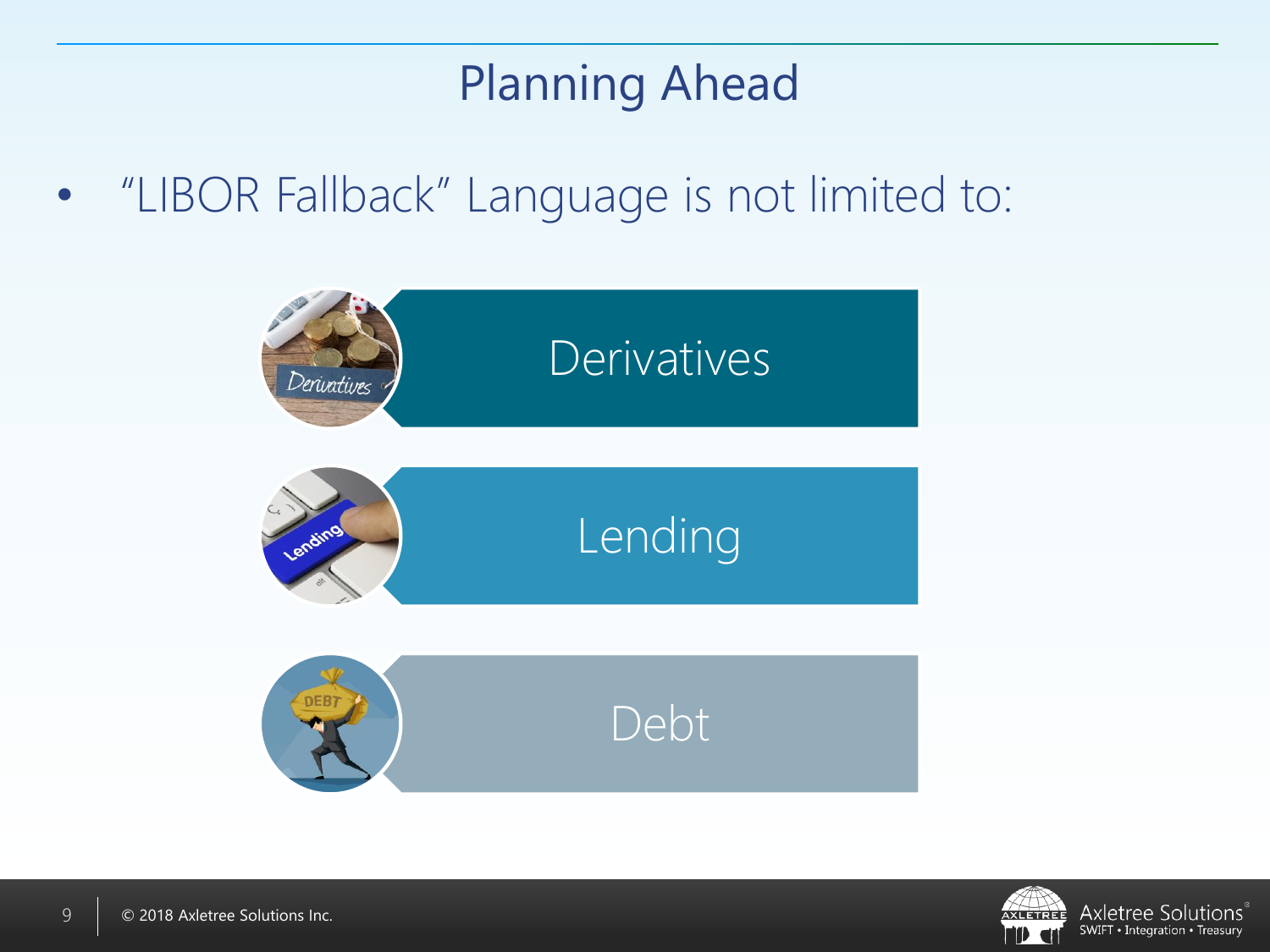# Planning Ahead

- "LIBOR Fallback" Language is not limited to:

Derivatives

Lending

Debt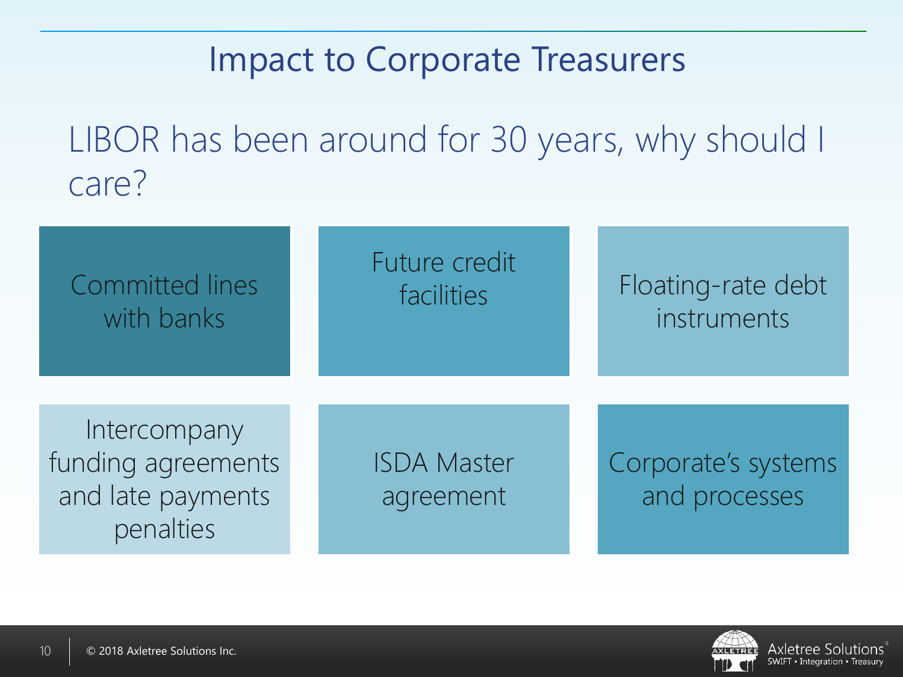# Impact to Corporate Treasurers

LIBOR has been around for 30 years, why should I care?

- Committed lines with banks
- Future credit facilities
- Floating-rate debt instruments
- Intercompany funding agreements and late payments penalties
- ISDA Master agreement
- Corporate's systems and processes

© 2018 Axletree Solutions Inc.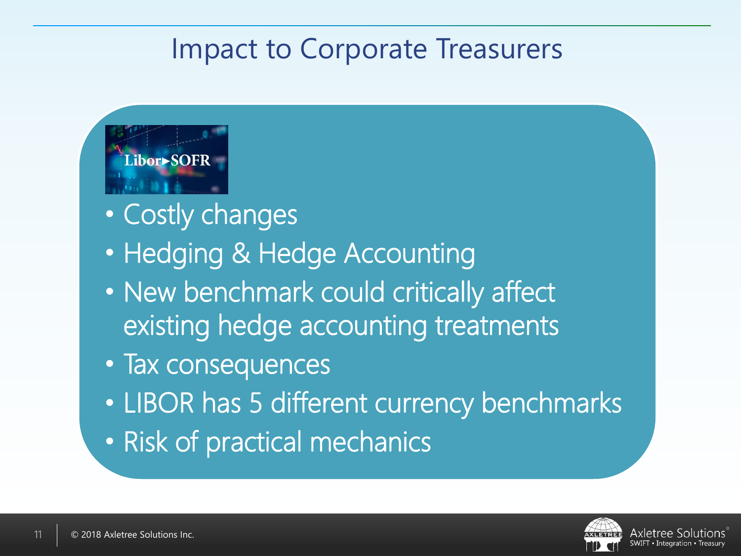# Impact to Corporate Treasurers

Libor►SOFR

- Costly changes
- Hedging & Hedge Accounting
- New benchmark could critically affect existing hedge accounting treatments
- Tax consequences
- LIBOR has 5 different currency benchmarks
- Risk of practical mechanics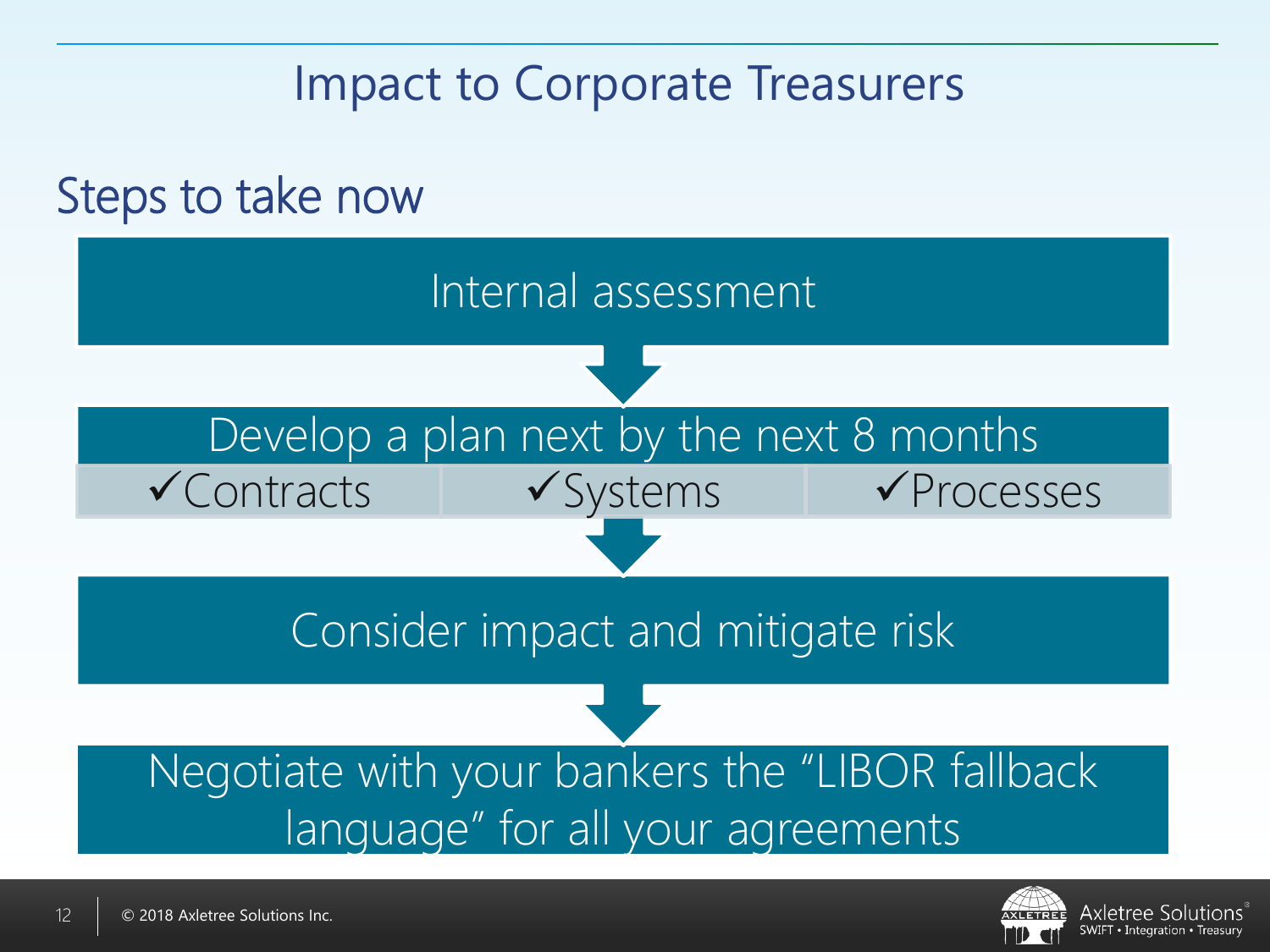# Impact to Corporate Treasurers

## Steps to take now

Internal assessment

↓

Develop a plan next by the next 8 months

| ✓Contracts | ✓Systems | ✓Processes |
| --- | --- | --- |

↓

Consider impact and mitigate risk

↓

Negotiate with your bankers the "LIBOR fallback language" for all your agreements

© 2018 Axletree Solutions Inc.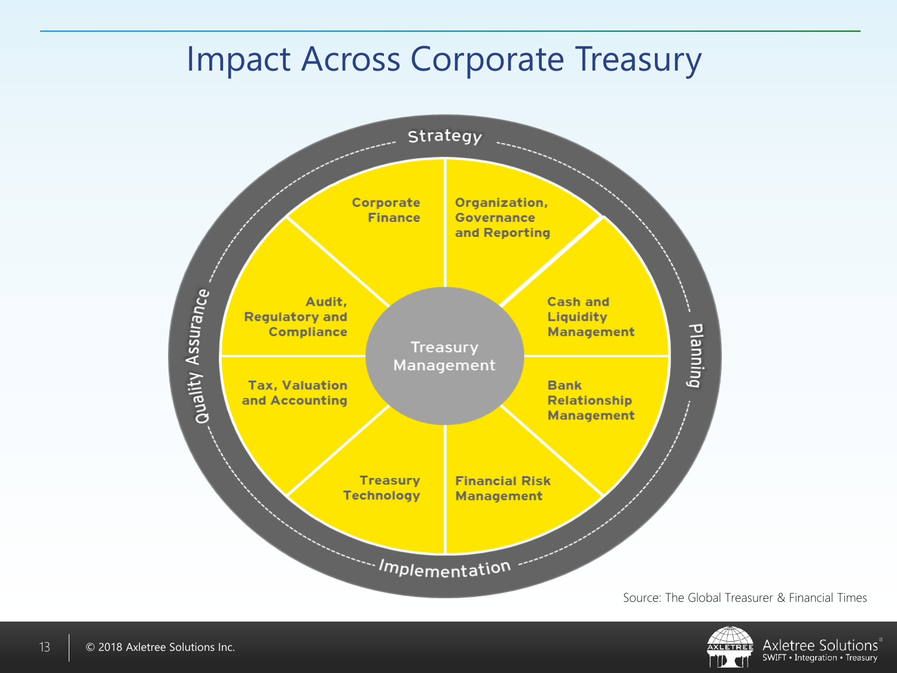# Impact Across Corporate Treasury

Strategy

Planning

Implementation

Quality Assurance

Treasury Management

- Corporate Finance
- Organization, Governance and Reporting
- Cash and Liquidity Management
- Bank Relationship Management
- Financial Risk Management
- Treasury Technology
- Tax, Valuation and Accounting
- Audit, Regulatory and Compliance

Source: The Global Treasurer & Financial Times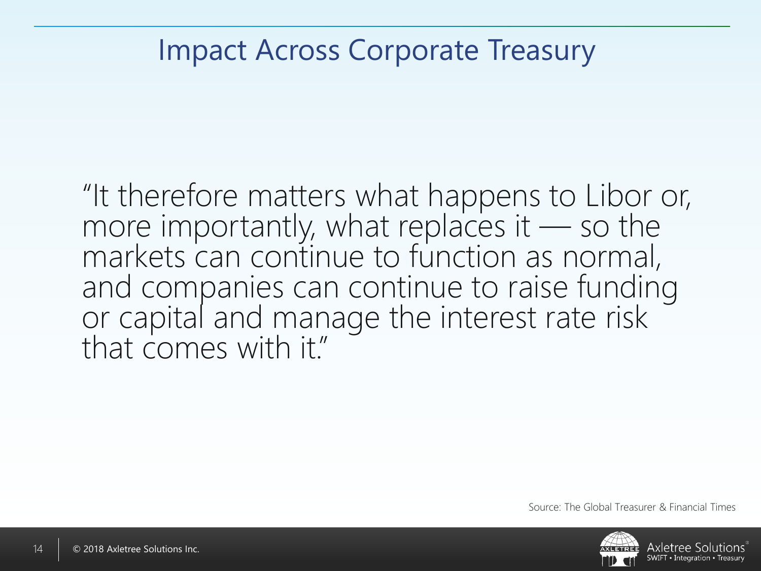# Impact Across Corporate Treasury

"It therefore matters what happens to Libor or, more importantly, what replaces it — so the markets can continue to function as normal, and companies can continue to raise funding or capital and manage the interest rate risk that comes with it."

Source: The Global Treasurer & Financial Times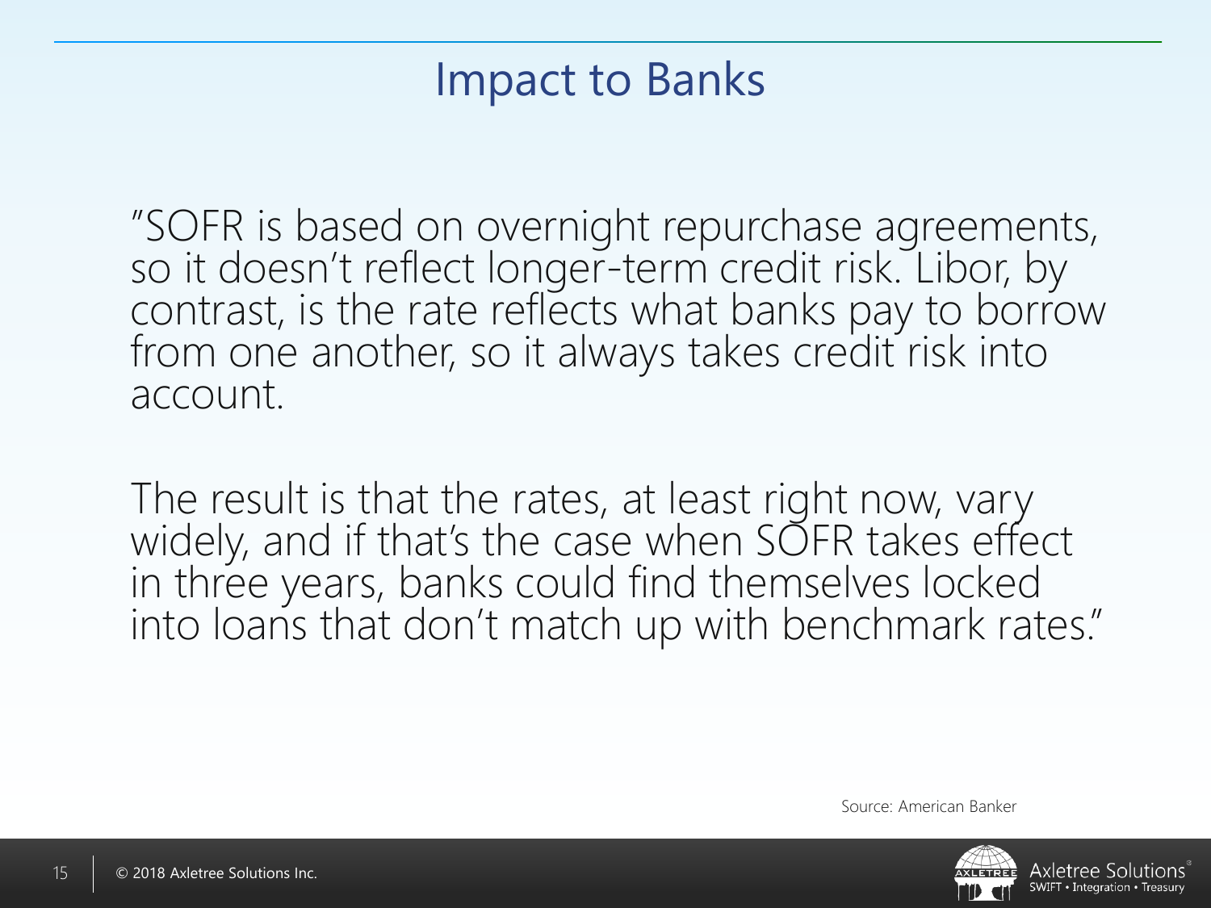# Impact to Banks

"SOFR is based on overnight repurchase agreements, so it doesn't reflect longer-term credit risk. Libor, by contrast, is the rate reflects what banks pay to borrow from one another, so it always takes credit risk into account.

The result is that the rates, at least right now, vary widely, and if that's the case when SOFR takes effect in three years, banks could find themselves locked into loans that don't match up with benchmark rates."

Source: American Banker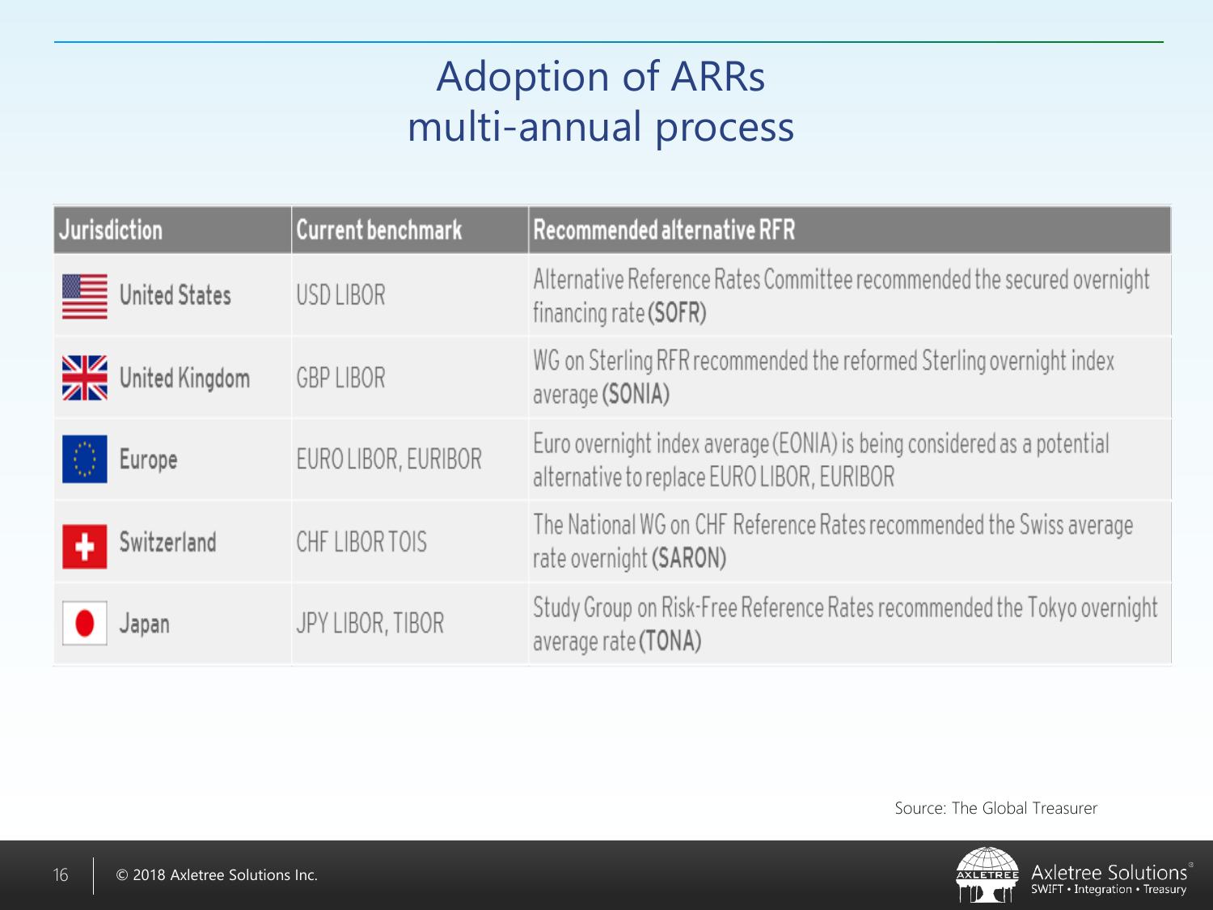# Adoption of ARRs multi-annual process

| Jurisdiction | Current benchmark | Recommended alternative RFR |
|---|---|---|
| United States | USD LIBOR | Alternative Reference Rates Committee recommended the secured overnight financing rate **(SOFR)** |
| United Kingdom | GBP LIBOR | WG on Sterling RFR recommended the reformed Sterling overnight index average **(SONIA)** |
| Europe | EURO LIBOR, EURIBOR | Euro overnight index average (EONIA) is being considered as a potential alternative to replace EURO LIBOR, EURIBOR |
| Switzerland | CHF LIBOR TOIS | The National WG on CHF Reference Rates recommended the Swiss average rate overnight **(SARON)** |
| Japan | JPY LIBOR, TIBOR | Study Group on Risk-Free Reference Rates recommended the Tokyo overnight average rate **(TONA)** |

Source: The Global Treasurer

© 2018 Axletree Solutions Inc.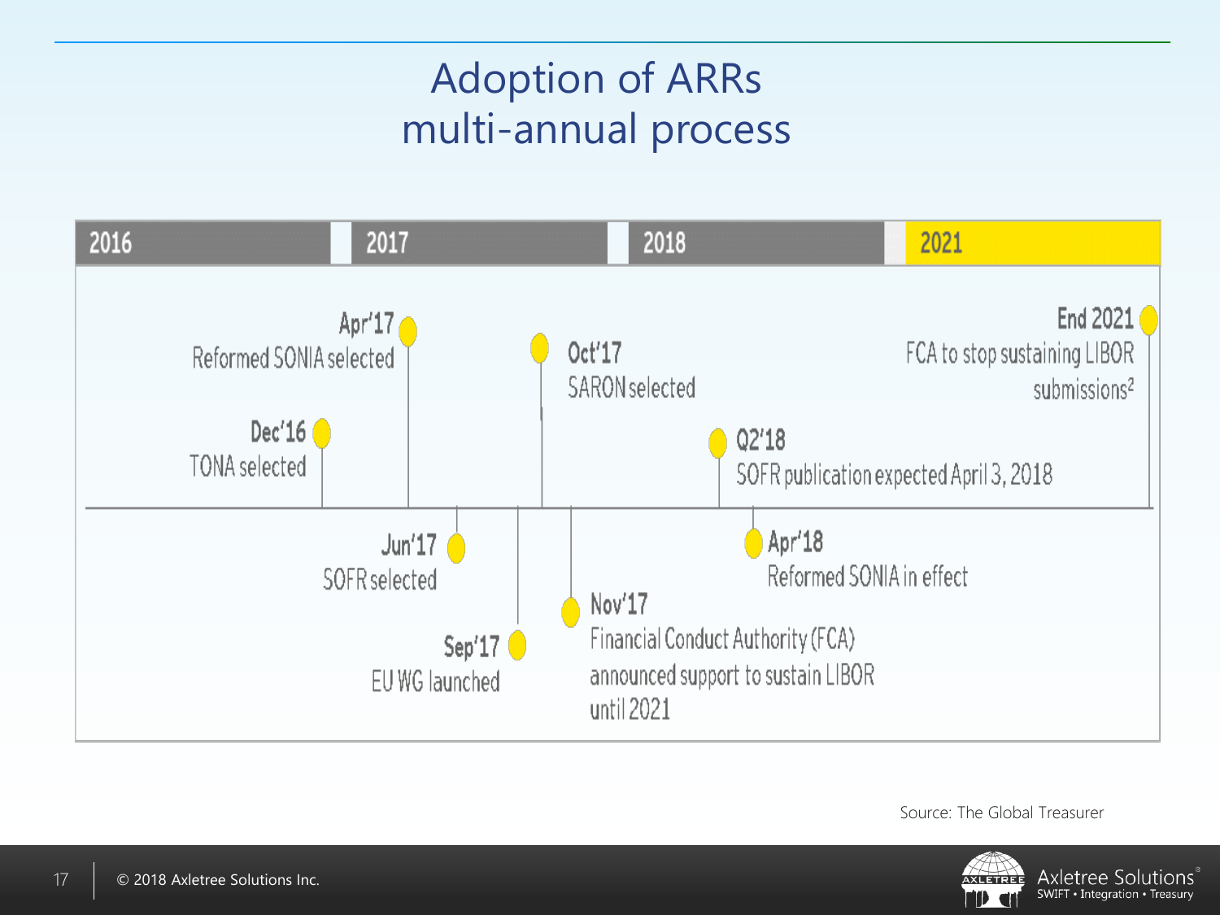# Adoption of ARRs multi-annual process

| 2016 | 2017 | 2018 | 2021 |
|---|---|---|---|

- **Dec'16** – TONA selected
- **Apr'17** – Reformed SONIA selected
- **Jun'17** – SOFR selected
- **Sep'17** – EU WG launched
- **Oct'17** – SARON selected
- **Nov'17** – Financial Conduct Authority (FCA) announced support to sustain LIBOR until 2021
- **Q2'18** – SOFR publication expected April 3, 2018
- **Apr'18** – Reformed SONIA in effect
- **End 2021** – FCA to stop sustaining LIBOR submissions[2]

Source: The Global Treasurer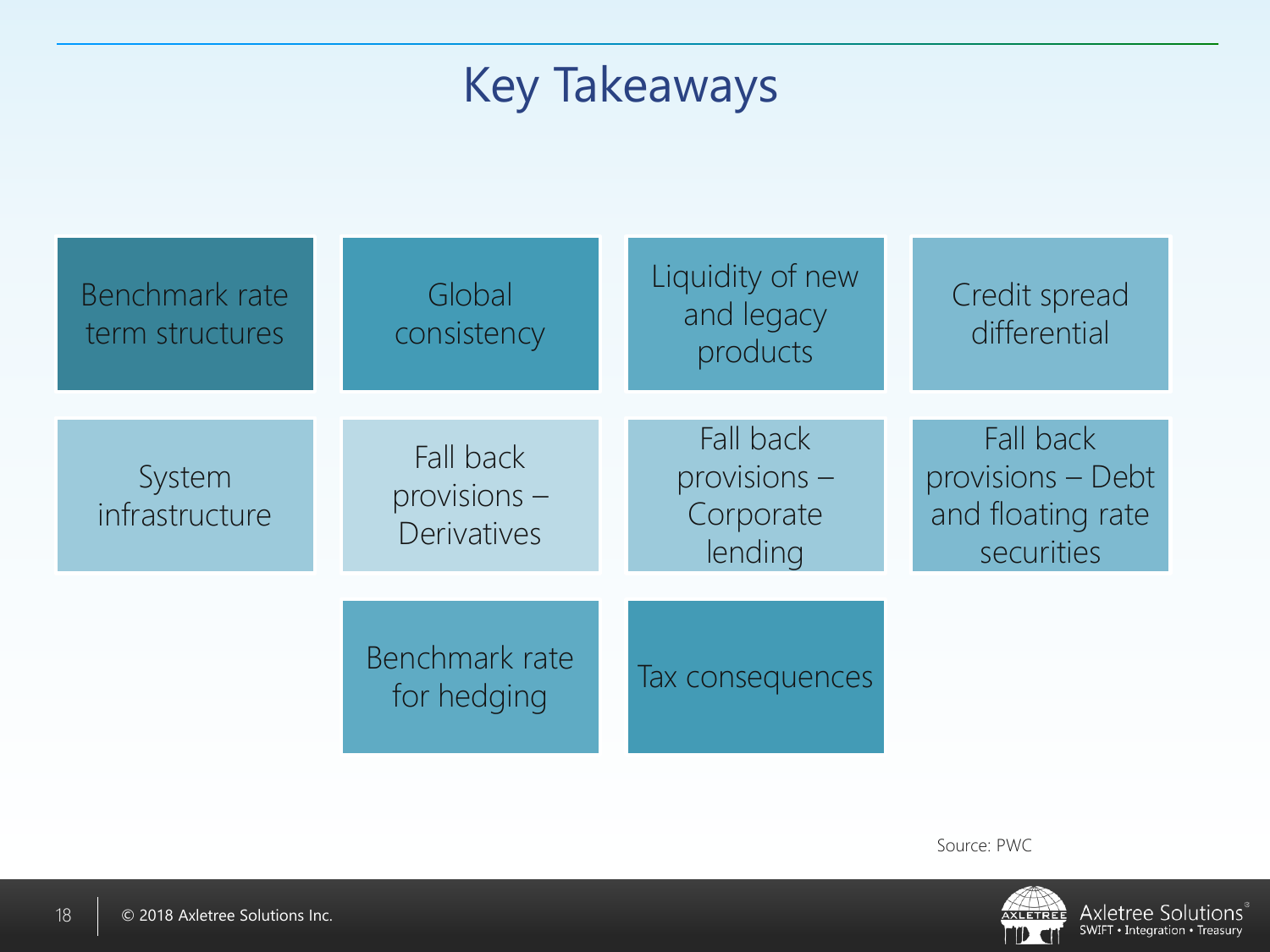# Key Takeaways

- Benchmark rate term structures
- Global consistency
- Liquidity of new and legacy products
- Credit spread differential
- System infrastructure
- Fall back provisions – Derivatives
- Fall back provisions – Corporate lending
- Fall back provisions – Debt and floating rate securities
- Benchmark rate for hedging
- Tax consequences

Source: PWC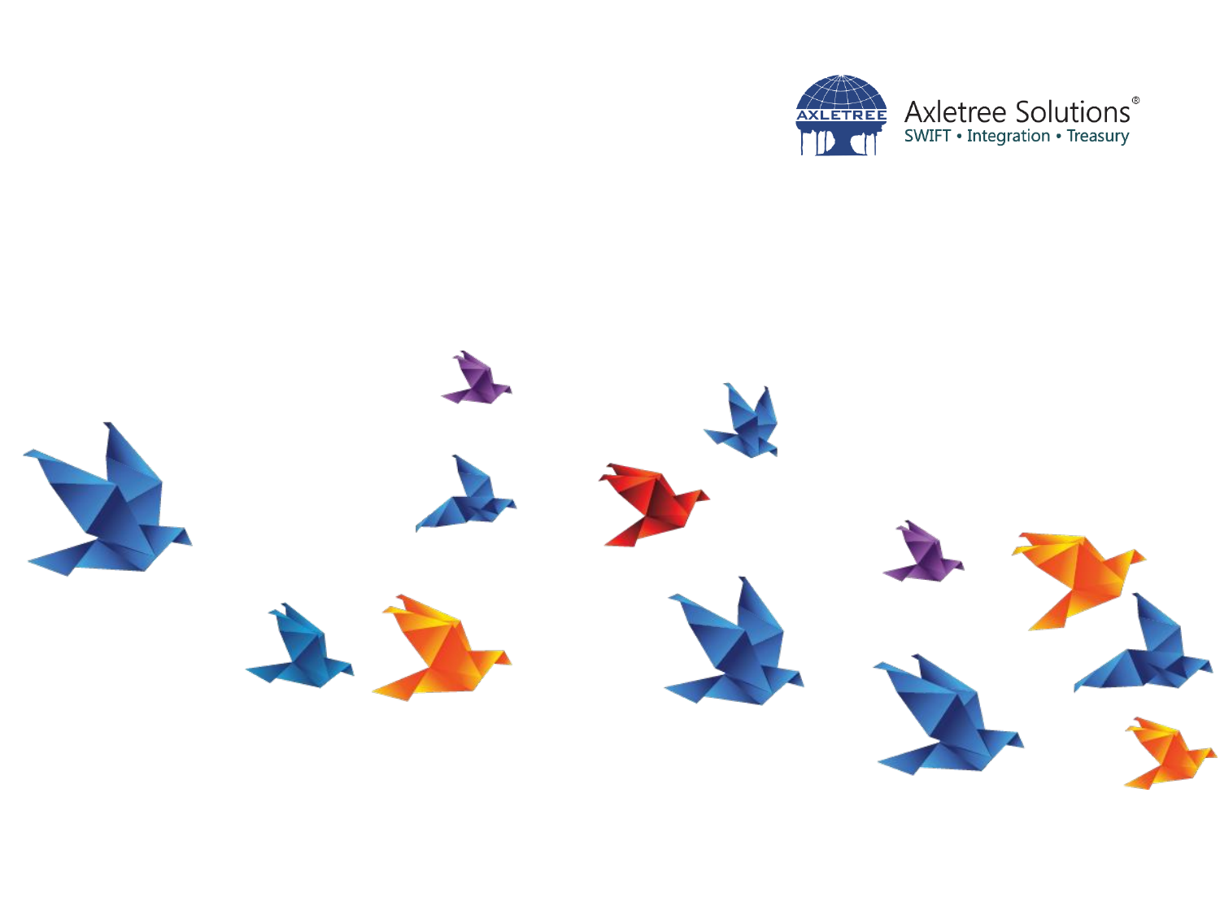Axletree Solutions®

SWIFT • Integration • Treasury